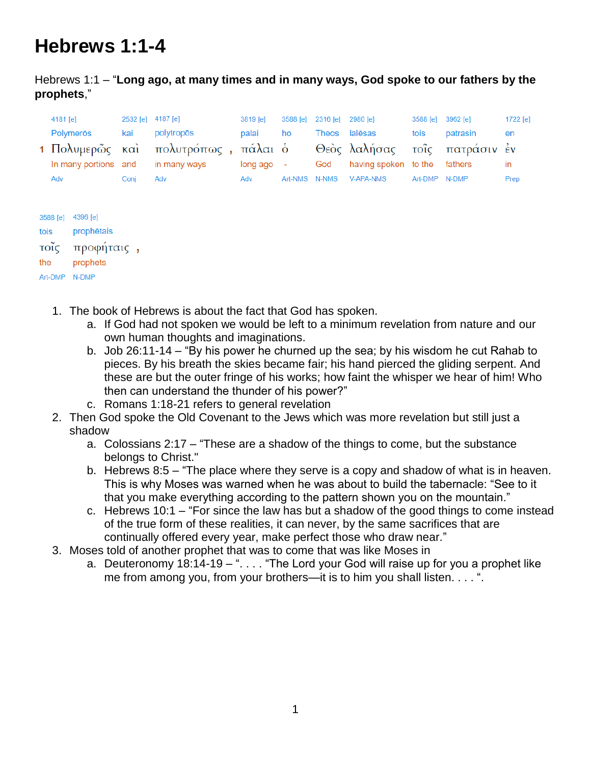# Hebrews 1:1-4

Hebrews 1:1 – "**Long ago, at many times and in many ways, God spoke to our fathers by the prophets**,"

| 4181 [e] | 2532 [e] | 4187 [e] | 3819 [e] | 3588 [e] | 2316 [e] | 2980 [e] | 3588 [e] | 3962 [e] | 1722 [e] | 3588 [e] | 4396 [e] |
|---|---|---|---|---|---|---|---|---|---|---|---|
| Polymerōs | kai | polytropōs | palai | ho | Theos | lalēsas | tois | patrasin | en | tois | prophētais |
| 1 Πολυμερῶς | καὶ | πολυτρόπως , | πάλαι | ὁ | Θεὸς | λαλήσας | τοῖς | πατράσιν | ἐν | τοῖς | προφήταις , |
| In many portions | and | in many ways | long ago | - | God | having spoken | to the | fathers | in | the | prophets |
| Adv | Conj | Adv | Adv | Art-NMS | N-NMS | V-APA-NMS | Art-DMP | N-DMP | Prep | Art-DMP | N-DMP |

1. The book of Hebrews is about the fact that God has spoken.
   a. If God had not spoken we would be left to a minimum revelation from nature and our own human thoughts and imaginations.
   b. Job 26:11-14 – "By his power he churned up the sea; by his wisdom he cut Rahab to pieces. By his breath the skies became fair; his hand pierced the gliding serpent. And these are but the outer fringe of his works; how faint the whisper we hear of him! Who then can understand the thunder of his power?"
   c. Romans 1:18-21 refers to general revelation
2. Then God spoke the Old Covenant to the Jews which was more revelation but still just a shadow
   a. Colossians 2:17 – "These are a shadow of the things to come, but the substance belongs to Christ."
   b. Hebrews 8:5 – "The place where they serve is a copy and shadow of what is in heaven. This is why Moses was warned when he was about to build the tabernacle: "See to it that you make everything according to the pattern shown you on the mountain."
   c. Hebrews 10:1 – "For since the law has but a shadow of the good things to come instead of the true form of these realities, it can never, by the same sacrifices that are continually offered every year, make perfect those who draw near."
3. Moses told of another prophet that was to come that was like Moses in
   a. Deuteronomy 18:14-19 – ". . . . "The Lord your God will raise up for you a prophet like me from among you, from your brothers—it is to him you shall listen. . . . ".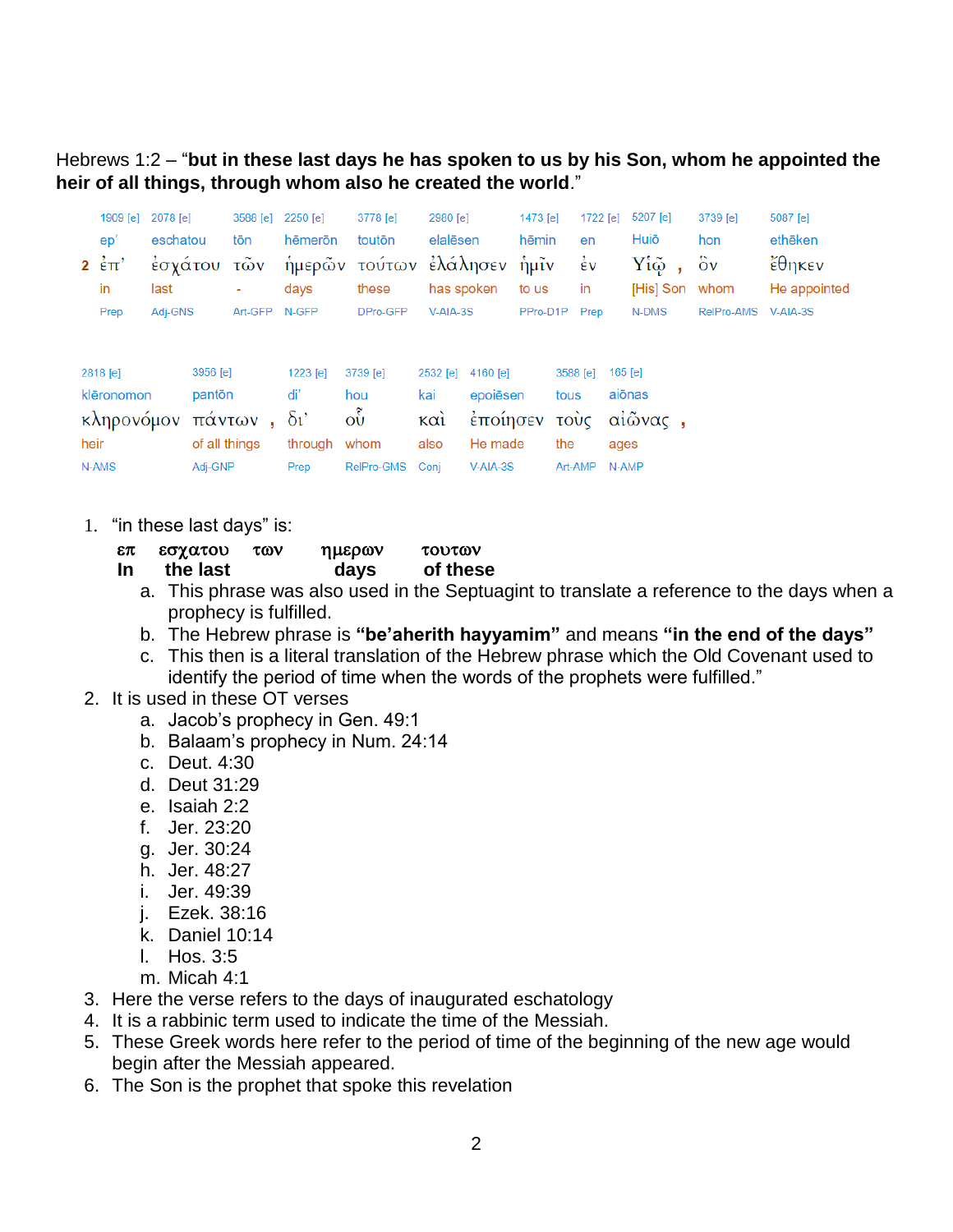Hebrews 1:2 – "**but in these last days he has spoken to us by his Son, whom he appointed the heir of all things, through whom also he created the world**."

| | 1909 [e] | 2078 [e] | 3588 [e] | 2250 [e] | 3778 [e] | 2980 [e] | 1473 [e] | 1722 [e] | 5207 [e] | 3739 [e] | 5087 [e] |
|---|---|---|---|---|---|---|---|---|---|---|---|
| | ep' | eschatou | tōn | hēmerōn | toutōn | elalēsen | hēmin | en | Huiō | hon | ethēken |
| 2 | ἐπ' | ἐσχάτου | τῶν | ἡμερῶν | τούτων | ἐλάλησεν | ἡμῖν | ἐν | Υἱῷ , | ὃν | ἔθηκεν |
| | in | last | - | days | these | has spoken | to us | in | [His] Son | whom | He appointed |
| | Prep | Adj-GNS | Art-GFP | N-GFP | DPro-GFP | V-AIA-3S | PPro-D1P | Prep | N-DMS | RelPro-AMS | V-AIA-3S |

| 2818 [e] | 3956 [e] | 1223 [e] | 3739 [e] | 2532 [e] | 4160 [e] | 3588 [e] | 165 [e] |
|---|---|---|---|---|---|---|---|
| klēronomon | pantōn | di' | hou | kai | epoiēsen | tous | aiōnas |
| κληρονόμον | πάντων , | δι' | οὗ | καὶ | ἐποίησεν | τοὺς | αἰῶνας , |
| heir | of all things | through | whom | also | He made | the | ages |
| N-AMS | Adj-GNP | Prep | RelPro-GMS | Conj | V-AIA-3S | Art-AMP | N-AMP |

1. "in these last days" is:

   | επ | εσχατου | των | ημερων | τουτων |
   |---|---|---|---|---|
   | **In** | **the last** | | **days** | **of these** |

   a. This phrase was also used in the Septuagint to translate a reference to the days when a prophecy is fulfilled.
   b. The Hebrew phrase is **"be'aherith hayyamim"** and means **"in the end of the days"**
   c. This then is a literal translation of the Hebrew phrase which the Old Covenant used to identify the period of time when the words of the prophets were fulfilled."
2. It is used in these OT verses
   a. Jacob's prophecy in Gen. 49:1
   b. Balaam's prophecy in Num. 24:14
   c. Deut. 4:30
   d. Deut 31:29
   e. Isaiah 2:2
   f. Jer. 23:20
   g. Jer. 30:24
   h. Jer. 48:27
   i. Jer. 49:39
   j. Ezek. 38:16
   k. Daniel 10:14
   l. Hos. 3:5
   m. Micah 4:1
3. Here the verse refers to the days of inaugurated eschatology
4. It is a rabbinic term used to indicate the time of the Messiah.
5. These Greek words here refer to the period of time of the beginning of the new age would begin after the Messiah appeared.
6. The Son is the prophet that spoke this revelation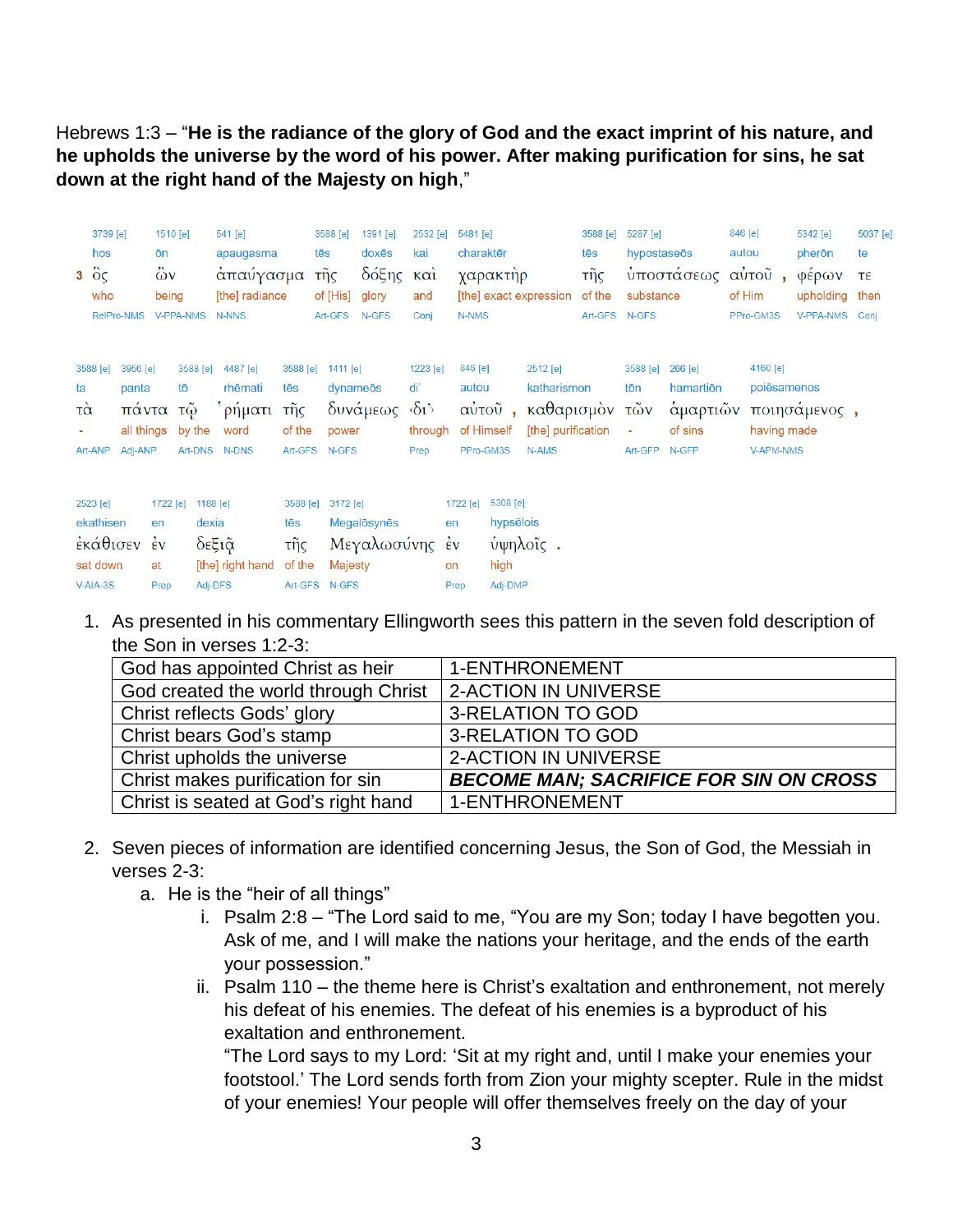Hebrews 1:3 – "**He is the radiance of the glory of God and the exact imprint of his nature, and he upholds the universe by the word of his power. After making purification for sins, he sat down at the right hand of the Majesty on high**,"

| | 3739 [e] | 1510 [e] | 541 [e] | 3588 [e] | 1391 [e] | 2532 [e] | 5481 [e] | 3588 [e] | 5287 [e] | 846 [e] | | 5342 [e] | 5037 [e] |
|---|---|---|---|---|---|---|---|---|---|---|---|---|---|
| | hos | ōn | apaugasma | tēs | doxēs | kai | charaktēr | tēs | hypostaseōs | autou | | pherōn | te |
| 3 | ὃς | ὢν | ἀπαύγασμα | τῆς | δόξης | καὶ | χαρακτὴρ | τῆς | ὑποστάσεως | αὐτοῦ | , | φέρων | τε |
| | who | being | [the] radiance | of [His] | glory | and | [the] exact expression | of the | substance | of Him | | upholding | then |
| | RelPro-NMS | V-PPA-NMS | N-NNS | Art-GFS | N-GFS | Conj | N-NMS | Art-GFS | N-GFS | PPro-GM3S | | V-PPA-NMS | Conj |

| 3588 [e] | 3956 [e] | 3588 [e] | 4487 [e] | 3588 [e] | 1411 [e] | 1223 [e] | 846 [e] | | 2512 [e] | 3588 [e] | 266 [e] | 4160 [e] | |
|---|---|---|---|---|---|---|---|---|---|---|---|---|---|
| ta | panta | tō | rhēmati | tēs | dynameōs | di' | autou | | katharismon | tōn | hamartiōn | poiēsamenos | |
| τὰ | πάντα | τῷ | ῥήματι | τῆς | δυνάμεως | δι᾽ | αὐτοῦ | , | καθαρισμὸν | τῶν | ἁμαρτιῶν | ποιησάμενος | , |
| - | all things | by the | word | of the | power | through | of Himself | | [the] purification | - | of sins | having made | |
| Art-ANP | Adj-ANP | Art-DNS | N-DNS | Art-GFS | N-GFS | Prep | PPro-GM3S | | N-AMS | Art-GFP | N-GFP | V-APM-NMS | |

| 2523 [e] | 1722 [e] | 1188 [e] | 3588 [e] | 3172 [e] | 1722 [e] | 5308 [e] | |
|---|---|---|---|---|---|---|---|
| ekathisen | en | dexia | tēs | Megalōsynēs | en | hypsēlois | |
| ἐκάθισεν | ἐν | δεξιᾷ | τῆς | Μεγαλωσύνης | ἐν | ὑψηλοῖς | . |
| sat down | at | [the] right hand | of the | Majesty | on | high | |
| V-AIA-3S | Prep | Adj-DFS | Art-GFS | N-GFS | Prep | Adj-DMP | |

1. As presented in his commentary Ellingworth sees this pattern in the seven fold description of the Son in verses 1:2-3:

| | |
|---|---|
| God has appointed Christ as heir | 1-ENTHRONEMENT |
| God created the world through Christ | 2-ACTION IN UNIVERSE |
| Christ reflects Gods' glory | 3-RELATION TO GOD |
| Christ bears God's stamp | 3-RELATION TO GOD |
| Christ upholds the universe | 2-ACTION IN UNIVERSE |
| Christ makes purification for sin | ***BECOME MAN; SACRIFICE FOR SIN ON CROSS*** |
| Christ is seated at God's right hand | 1-ENTHRONEMENT |

2. Seven pieces of information are identified concerning Jesus, the Son of God, the Messiah in verses 2-3:
   a. He is the "heir of all things"
      i. Psalm 2:8 – "The Lord said to me, "You are my Son; today I have begotten you. Ask of me, and I will make the nations your heritage, and the ends of the earth your possession."
      ii. Psalm 110 – the theme here is Christ's exaltation and enthronement, not merely his defeat of his enemies. The defeat of his enemies is a byproduct of his exaltation and enthronement.
      "The Lord says to my Lord: 'Sit at my right and, until I make your enemies your footstool.' The Lord sends forth from Zion your mighty scepter. Rule in the midst of your enemies! Your people will offer themselves freely on the day of your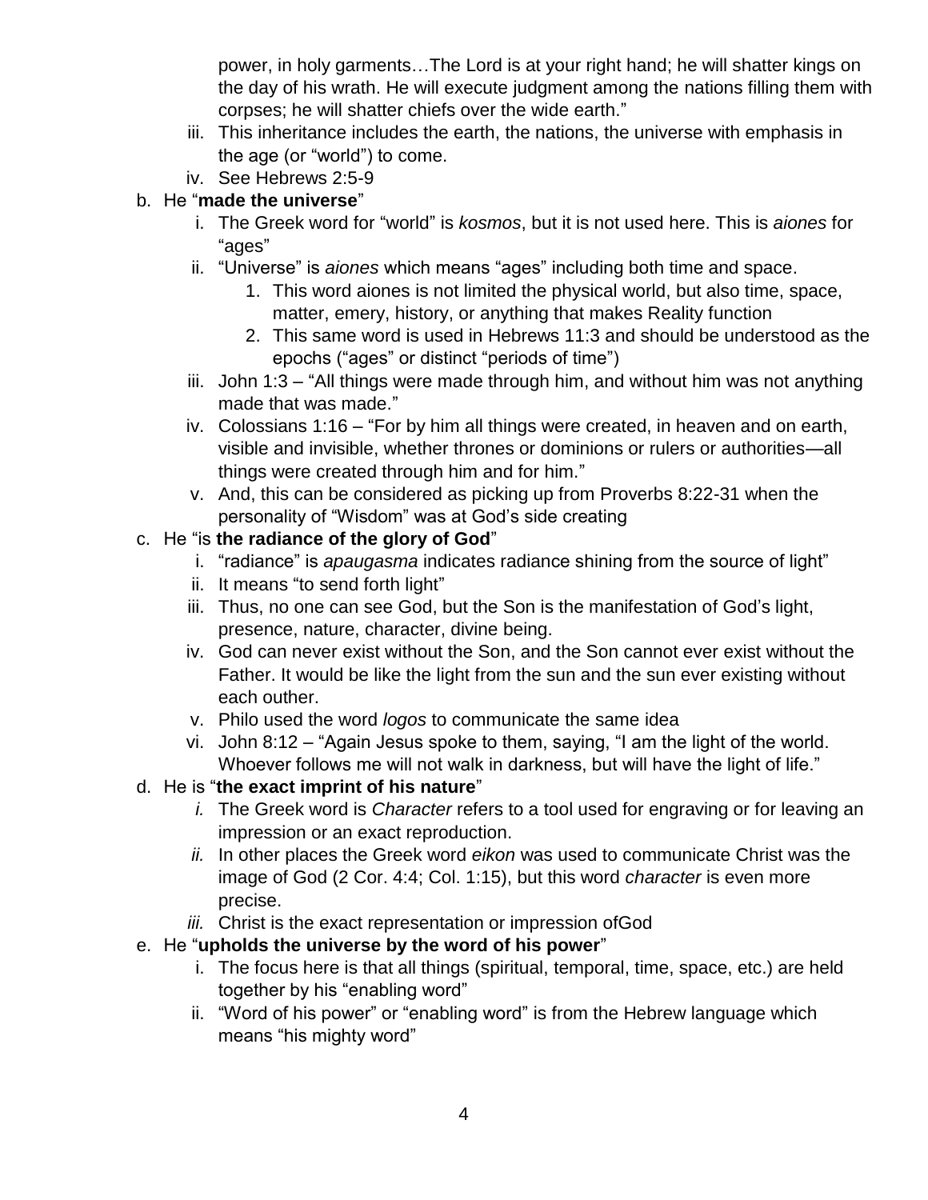power, in holy garments…The Lord is at your right hand; he will shatter kings on the day of his wrath. He will execute judgment among the nations filling them with corpses; he will shatter chiefs over the wide earth."

   iii. This inheritance includes the earth, the nations, the universe with emphasis in the age (or "world") to come.
   iv. See Hebrews 2:5-9

b. He "**made the universe**"
   i. The Greek word for "world" is *kosmos*, but it is not used here. This is *aiones* for "ages"
   ii. "Universe" is *aiones* which means "ages" including both time and space.
      1. This word aiones is not limited the physical world, but also time, space, matter, emery, history, or anything that makes Reality function
      2. This same word is used in Hebrews 11:3 and should be understood as the epochs ("ages" or distinct "periods of time")
   iii. John 1:3 – "All things were made through him, and without him was not anything made that was made."
   iv. Colossians 1:16 – "For by him all things were created, in heaven and on earth, visible and invisible, whether thrones or dominions or rulers or authorities—all things were created through him and for him."
   v. And, this can be considered as picking up from Proverbs 8:22-31 when the personality of "Wisdom" was at God's side creating

c. He "is **the radiance of the glory of God**"
   i. "radiance" is *apaugasma* indicates radiance shining from the source of light"
   ii. It means "to send forth light"
   iii. Thus, no one can see God, but the Son is the manifestation of God's light, presence, nature, character, divine being.
   iv. God can never exist without the Son, and the Son cannot ever exist without the Father. It would be like the light from the sun and the sun ever existing without each outher.
   v. Philo used the word *logos* to communicate the same idea
   vi. John 8:12 – "Again Jesus spoke to them, saying, "I am the light of the world. Whoever follows me will not walk in darkness, but will have the light of life."

d. He is "**the exact imprint of his nature**"
   *i.* The Greek word is *Character* refers to a tool used for engraving or for leaving an impression or an exact reproduction.
   *ii.* In other places the Greek word *eikon* was used to communicate Christ was the image of God (2 Cor. 4:4; Col. 1:15), but this word *character* is even more precise.
   *iii.* Christ is the exact representation or impression ofGod

e. He "**upholds the universe by the word of his power**"
   i. The focus here is that all things (spiritual, temporal, time, space, etc.) are held together by his "enabling word"
   ii. "Word of his power" or "enabling word" is from the Hebrew language which means "his mighty word"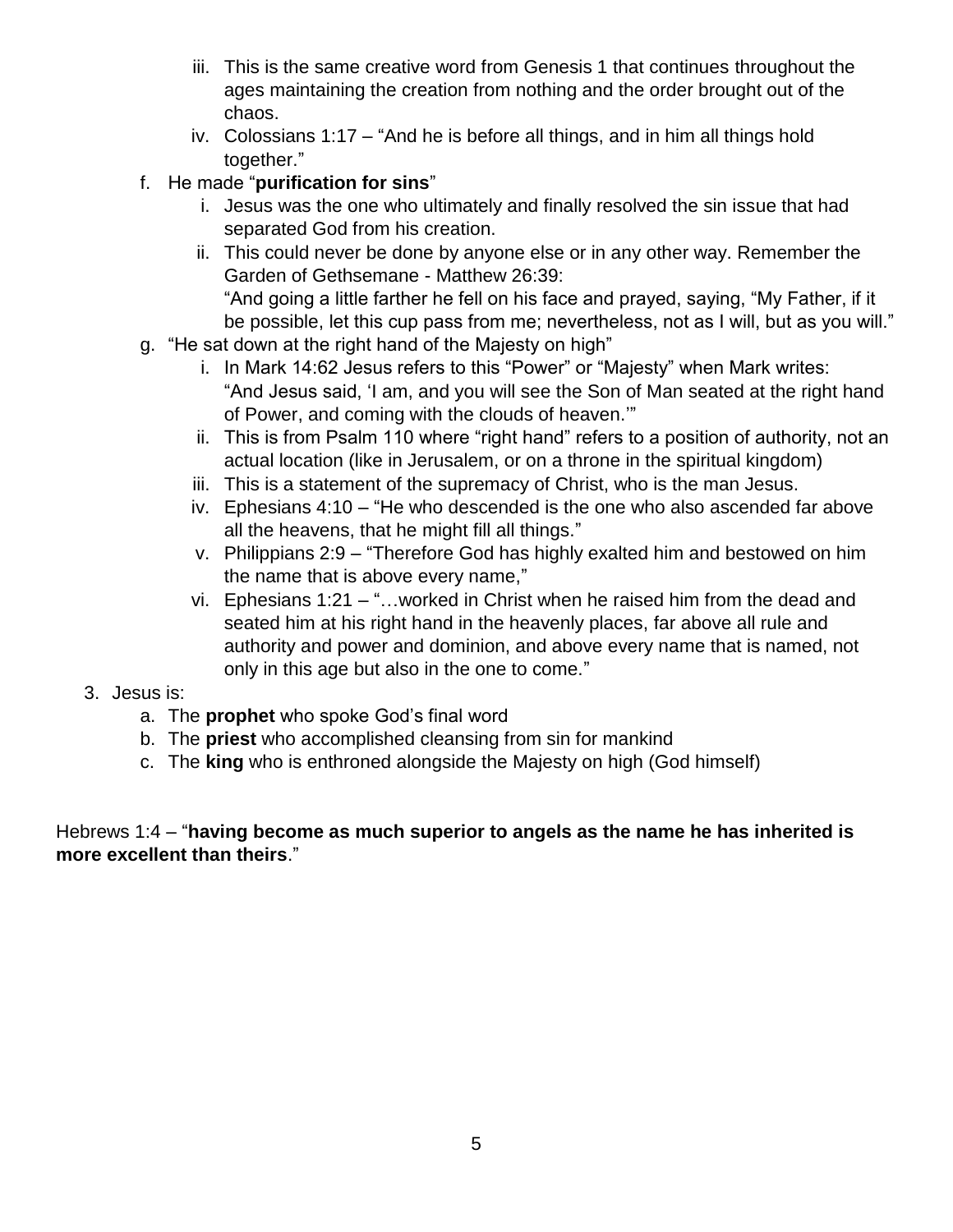iii. This is the same creative word from Genesis 1 that continues throughout the ages maintaining the creation from nothing and the order brought out of the chaos.
   iv. Colossians 1:17 – "And he is before all things, and in him all things hold together."

f. He made "**purification for sins**"
   i. Jesus was the one who ultimately and finally resolved the sin issue that had separated God from his creation.
   ii. This could never be done by anyone else or in any other way. Remember the Garden of Gethsemane - Matthew 26:39:
   "And going a little farther he fell on his face and prayed, saying, "My Father, if it be possible, let this cup pass from me; nevertheless, not as I will, but as you will."

g. "He sat down at the right hand of the Majesty on high"
   i. In Mark 14:62 Jesus refers to this "Power" or "Majesty" when Mark writes:
   "And Jesus said, 'I am, and you will see the Son of Man seated at the right hand of Power, and coming with the clouds of heaven.'"
   ii. This is from Psalm 110 where "right hand" refers to a position of authority, not an actual location (like in Jerusalem, or on a throne in the spiritual kingdom)
   iii. This is a statement of the supremacy of Christ, who is the man Jesus.
   iv. Ephesians 4:10 – "He who descended is the one who also ascended far above all the heavens, that he might fill all things."
   v. Philippians 2:9 – "Therefore God has highly exalted him and bestowed on him the name that is above every name,"
   vi. Ephesians 1:21 – "…worked in Christ when he raised him from the dead and seated him at his right hand in the heavenly places, far above all rule and authority and power and dominion, and above every name that is named, not only in this age but also in the one to come."

3. Jesus is:
   a. The **prophet** who spoke God's final word
   b. The **priest** who accomplished cleansing from sin for mankind
   c. The **king** who is enthroned alongside the Majesty on high (God himself)

Hebrews 1:4 – "**having become as much superior to angels as the name he has inherited is more excellent than theirs**."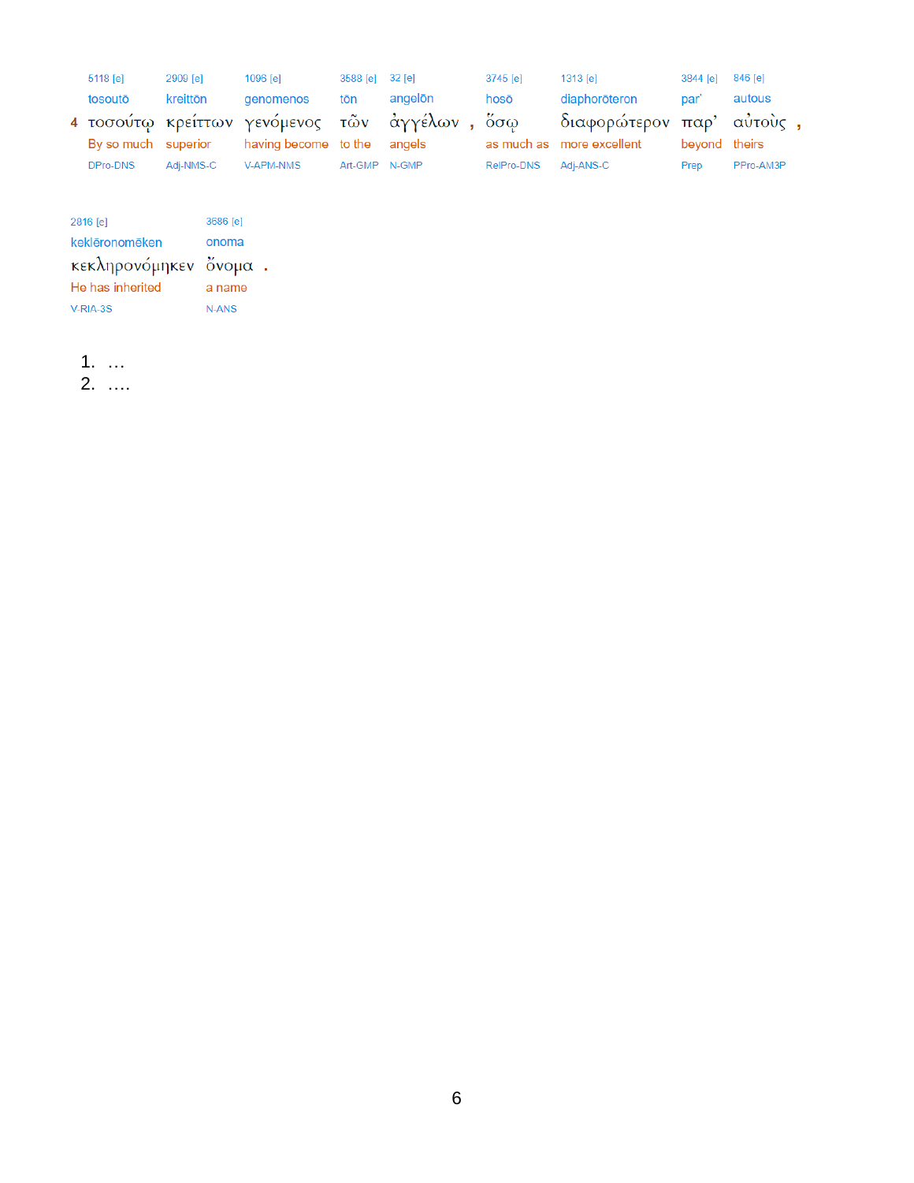| | | | | | | | | | | |
|---|---|---|---|---|---|---|---|---|---|---|
| | 5118 [e] | 2909 [e] | 1096 [e] | 3588 [e] | 32 [e] | | 3745 [e] | 1313 [e] | 3844 [e] | 846 [e] |
| | tosoutō | kreittōn | genomenos | tōn | angelōn | | hosō | diaphorōteron | par' | autous |
| 4 | τοσούτῳ | κρείττων | γενόμενος | τῶν | ἀγγέλων | , | ὅσῳ | διαφορώτερον | παρ' | αὐτοὺς , |
| | By so much | superior | having become | to the | angels | | as much as | more excellent | beyond | theirs |
| | DPro-DNS | Adj-NMS-C | V-APM-NMS | Art-GMP | N-GMP | | RelPro-DNS | Adj-ANS-C | Prep | PPro-AM3P |

| | |
|---|---|
| 2816 [e] | 3686 [e] |
| keklēronomēken | onoma |
| κεκληρονόμηκεν | ὄνομα . |
| He has inherited | a name |
| V-RIA-3S | N-ANS |

1. …
2. ….